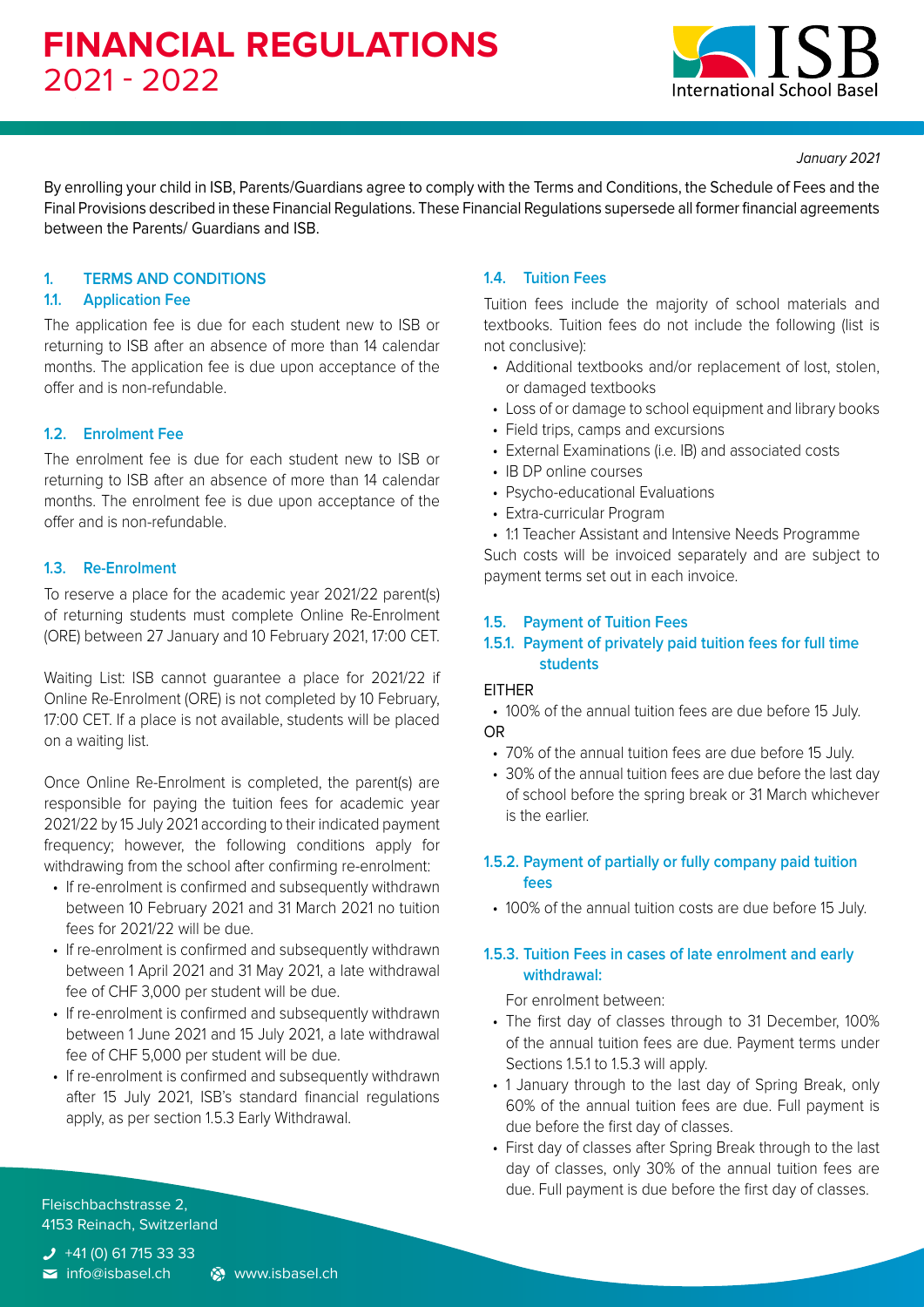# FINANCIAL REGULATIONS
## 2021 - 2022

ISB International School Basel

*January 2021*

By enrolling your child in ISB, Parents/Guardians agree to comply with the Terms and Conditions, the Schedule of Fees and the Final Provisions described in these Financial Regulations. These Financial Regulations supersede all former financial agreements between the Parents/ Guardians and ISB.

### 1. TERMS AND CONDITIONS

#### 1.1. Application Fee

The application fee is due for each student new to ISB or returning to ISB after an absence of more than 14 calendar months. The application fee is due upon acceptance of the offer and is non-refundable.

#### 1.2. Enrolment Fee

The enrolment fee is due for each student new to ISB or returning to ISB after an absence of more than 14 calendar months. The enrolment fee is due upon acceptance of the offer and is non-refundable.

#### 1.3. Re-Enrolment

To reserve a place for the academic year 2021/22 parent(s) of returning students must complete Online Re-Enrolment (ORE) between 27 January and 10 February 2021, 17:00 CET.

Waiting List: ISB cannot guarantee a place for 2021/22 if Online Re-Enrolment (ORE) is not completed by 10 February, 17:00 CET. If a place is not available, students will be placed on a waiting list.

Once Online Re-Enrolment is completed, the parent(s) are responsible for paying the tuition fees for academic year 2021/22 by 15 July 2021 according to their indicated payment frequency; however, the following conditions apply for withdrawing from the school after confirming re-enrolment:

- If re-enrolment is confirmed and subsequently withdrawn between 10 February 2021 and 31 March 2021 no tuition fees for 2021/22 will be due.
- If re-enrolment is confirmed and subsequently withdrawn between 1 April 2021 and 31 May 2021, a late withdrawal fee of CHF 3,000 per student will be due.
- If re-enrolment is confirmed and subsequently withdrawn between 1 June 2021 and 15 July 2021, a late withdrawal fee of CHF 5,000 per student will be due.
- If re-enrolment is confirmed and subsequently withdrawn after 15 July 2021, ISB's standard financial regulations apply, as per section 1.5.3 Early Withdrawal.

#### 1.4. Tuition Fees

Tuition fees include the majority of school materials and textbooks. Tuition fees do not include the following (list is not conclusive):

- Additional textbooks and/or replacement of lost, stolen, or damaged textbooks
- Loss of or damage to school equipment and library books
- Field trips, camps and excursions
- External Examinations (i.e. IB) and associated costs
- IB DP online courses
- Psycho-educational Evaluations
- Extra-curricular Program
- 1:1 Teacher Assistant and Intensive Needs Programme

Such costs will be invoiced separately and are subject to payment terms set out in each invoice.

#### 1.5. Payment of Tuition Fees

##### 1.5.1. Payment of privately paid tuition fees for full time students

EITHER

- 100% of the annual tuition fees are due before 15 July.

OR

- 70% of the annual tuition fees are due before 15 July.
- 30% of the annual tuition fees are due before the last day of school before the spring break or 31 March whichever is the earlier.

##### 1.5.2. Payment of partially or fully company paid tuition fees

- 100% of the annual tuition costs are due before 15 July.

##### 1.5.3. Tuition Fees in cases of late enrolment and early withdrawal:

For enrolment between:

- The first day of classes through to 31 December, 100% of the annual tuition fees are due. Payment terms under Sections 1.5.1 to 1.5.3 will apply.
- 1 January through to the last day of Spring Break, only 60% of the annual tuition fees are due. Full payment is due before the first day of classes.
- First day of classes after Spring Break through to the last day of classes, only 30% of the annual tuition fees are due. Full payment is due before the first day of classes.

Fleischbachstrasse 2,
4153 Reinach, Switzerland

+41 (0) 61 715 33 33
info@isbasel.ch
www.isbasel.ch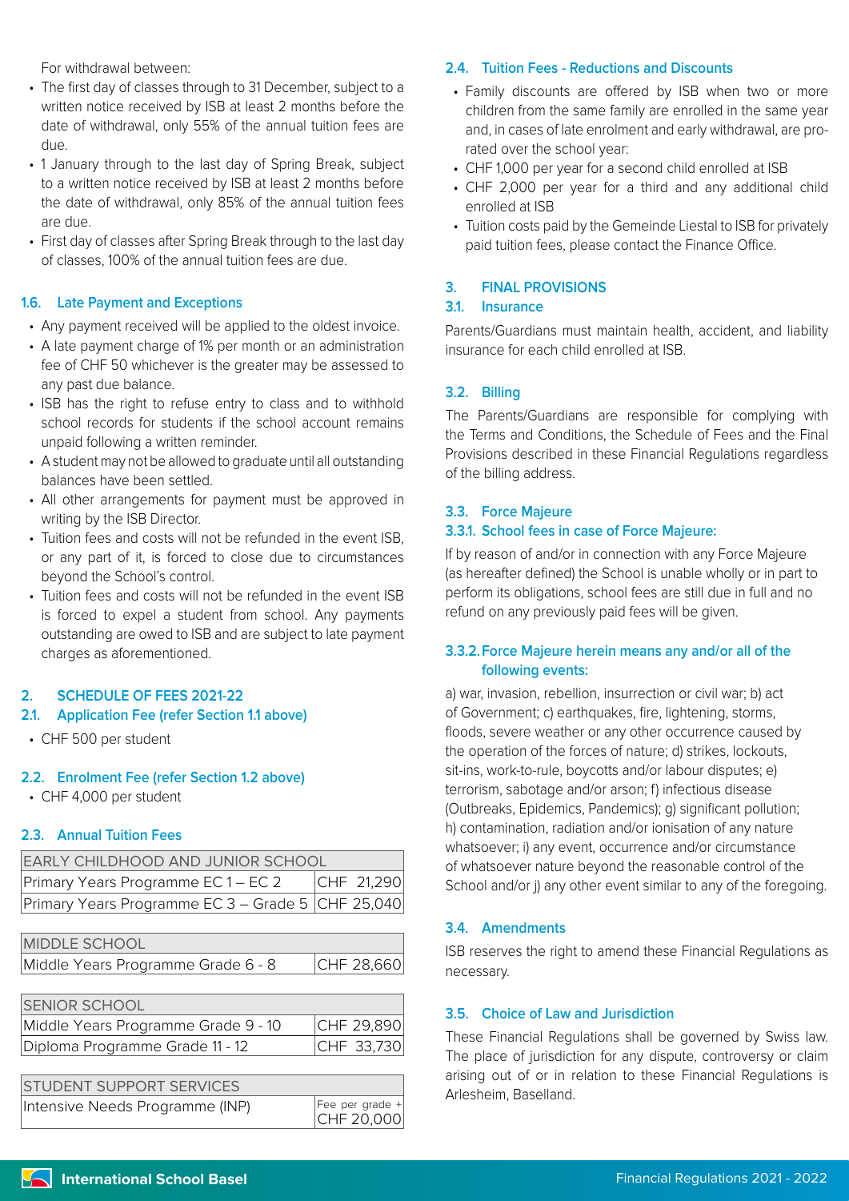For withdrawal between:

- The first day of classes through to 31 December, subject to a written notice received by ISB at least 2 months before the date of withdrawal, only 55% of the annual tuition fees are due.
- 1 January through to the last day of Spring Break, subject to a written notice received by ISB at least 2 months before the date of withdrawal, only 85% of the annual tuition fees are due.
- First day of classes after Spring Break through to the last day of classes, 100% of the annual tuition fees are due.

### 1.6. Late Payment and Exceptions

- Any payment received will be applied to the oldest invoice.
- A late payment charge of 1% per month or an administration fee of CHF 50 whichever is the greater may be assessed to any past due balance.
- ISB has the right to refuse entry to class and to withhold school records for students if the school account remains unpaid following a written reminder.
- A student may not be allowed to graduate until all outstanding balances have been settled.
- All other arrangements for payment must be approved in writing by the ISB Director.
- Tuition fees and costs will not be refunded in the event ISB, or any part of it, is forced to close due to circumstances beyond the School's control.
- Tuition fees and costs will not be refunded in the event ISB is forced to expel a student from school. Any payments outstanding are owed to ISB and are subject to late payment charges as aforementioned.

## 2. SCHEDULE OF FEES 2021-22

### 2.1. Application Fee (refer Section 1.1 above)

- CHF 500 per student

### 2.2. Enrolment Fee (refer Section 1.2 above)

- CHF 4,000 per student

### 2.3. Annual Tuition Fees

| EARLY CHILDHOOD AND JUNIOR SCHOOL | |
|---|---|
| Primary Years Programme EC 1 – EC 2 | CHF 21,290 |
| Primary Years Programme EC 3 – Grade 5 | CHF 25,040 |

| MIDDLE SCHOOL | |
|---|---|
| Middle Years Programme Grade 6 - 8 | CHF 28,660 |

| SENIOR SCHOOL | |
|---|---|
| Middle Years Programme Grade 9 - 10 | CHF 29,890 |
| Diploma Programme Grade 11 - 12 | CHF 33,730 |

| STUDENT SUPPORT SERVICES | |
|---|---|
| Intensive Needs Programme (INP) | Fee per grade + CHF 20,000 |

### 2.4. Tuition Fees - Reductions and Discounts

- Family discounts are offered by ISB when two or more children from the same family are enrolled in the same year and, in cases of late enrolment and early withdrawal, are pro-rated over the school year:
- CHF 1,000 per year for a second child enrolled at ISB
- CHF 2,000 per year for a third and any additional child enrolled at ISB
- Tuition costs paid by the Gemeinde Liestal to ISB for privately paid tuition fees, please contact the Finance Office.

## 3. FINAL PROVISIONS

### 3.1. Insurance

Parents/Guardians must maintain health, accident, and liability insurance for each child enrolled at ISB.

### 3.2. Billing

The Parents/Guardians are responsible for complying with the Terms and Conditions, the Schedule of Fees and the Final Provisions described in these Financial Regulations regardless of the billing address.

### 3.3. Force Majeure

#### 3.3.1. School fees in case of Force Majeure:

If by reason of and/or in connection with any Force Majeure (as hereafter defined) the School is unable wholly or in part to perform its obligations, school fees are still due in full and no refund on any previously paid fees will be given.

#### 3.3.2. Force Majeure herein means any and/or all of the following events:

a) war, invasion, rebellion, insurrection or civil war; b) act of Government; c) earthquakes, fire, lightening, storms, floods, severe weather or any other occurrence caused by the operation of the forces of nature; d) strikes, lockouts, sit-ins, work-to-rule, boycotts and/or labour disputes; e) terrorism, sabotage and/or arson; f) infectious disease (Outbreaks, Epidemics, Pandemics); g) significant pollution; h) contamination, radiation and/or ionisation of any nature whatsoever; i) any event, occurrence and/or circumstance of whatsoever nature beyond the reasonable control of the School and/or j) any other event similar to any of the foregoing.

### 3.4. Amendments

ISB reserves the right to amend these Financial Regulations as necessary.

### 3.5. Choice of Law and Jurisdiction

These Financial Regulations shall be governed by Swiss law. The place of jurisdiction for any dispute, controversy or claim arising out of or in relation to these Financial Regulations is Arlesheim, Baselland.